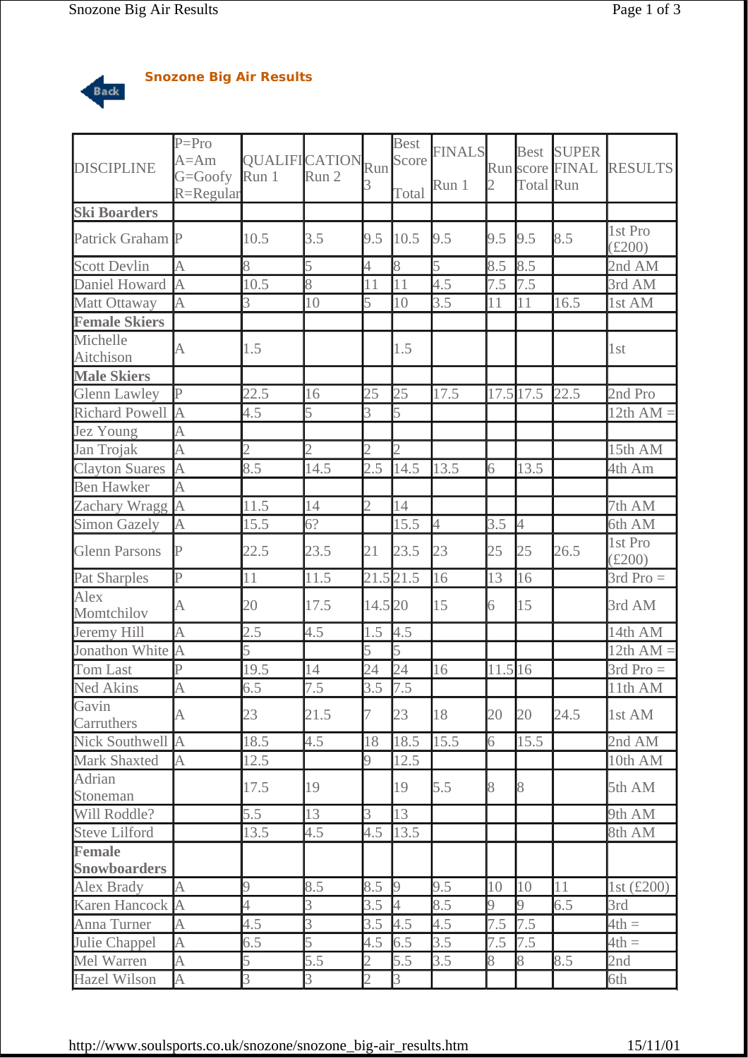## Snozone Big Air Results

| DISCIPLINE | P=Pro A=Am G=Goofy R=Regular | QUALIFICATION Run 1 | Run 2 | Run 3 | Best Score Total | FINALS Run 1 | Run 2 | Best score Total | SUPER FINAL Run | RESULTS |
|---|---|---|---|---|---|---|---|---|---|---|
| **Ski Boarders** | | | | | | | | | | |
| Patrick Graham | P | 10.5 | 3.5 | 9.5 | 10.5 | 9.5 | 9.5 | 9.5 | 8.5 | 1st Pro (£200) |
| Scott Devlin | A | 8 | 5 | 4 | 8 | 5 | 8.5 | 8.5 | | 2nd AM |
| Daniel Howard | A | 10.5 | 8 | 11 | 11 | 4.5 | 7.5 | 7.5 | | 3rd AM |
| Matt Ottaway | A | 3 | 10 | 5 | 10 | 3.5 | 11 | 11 | 16.5 | 1st AM |
| **Female Skiers** | | | | | | | | | | |
| Michelle Aitchison | A | 1.5 | | | 1.5 | | | | | 1st |
| **Male Skiers** | | | | | | | | | | |
| Glenn Lawley | P | 22.5 | 16 | 25 | 25 | 17.5 | 17.5 | 17.5 | 22.5 | 2nd Pro |
| Richard Powell | A | 4.5 | 5 | 3 | 5 | | | | | 12th AM = |
| Jez Young | A | | | | | | | | | |
| Jan Trojak | A | 2 | 2 | 2 | 2 | | | | | 15th AM |
| Clayton Suares | A | 8.5 | 14.5 | 2.5 | 14.5 | 13.5 | 6 | 13.5 | | 4th Am |
| Ben Hawker | A | | | | | | | | | |
| Zachary Wragg | A | 11.5 | 14 | 2 | 14 | | | | | 7th AM |
| Simon Gazely | A | 15.5 | 6? | | 15.5 | 4 | 3.5 | 4 | | 6th AM |
| Glenn Parsons | P | 22.5 | 23.5 | 21 | 23.5 | 23 | 25 | 25 | 26.5 | 1st Pro (£200) |
| Pat Sharples | P | 11 | 11.5 | 21.5 | 21.5 | 16 | 13 | 16 | | 3rd Pro = |
| Alex Momtchilov | A | 20 | 17.5 | 14.5 | 20 | 15 | 6 | 15 | | 3rd AM |
| Jeremy Hill | A | 2.5 | 4.5 | 1.5 | 4.5 | | | | | 14th AM |
| Jonathon White | A | 5 | | 5 | 5 | | | | | 12th AM = |
| Tom Last | P | 19.5 | 14 | 24 | 24 | 16 | 11.5 | 16 | | 3rd Pro = |
| Ned Akins | A | 6.5 | 7.5 | 3.5 | 7.5 | | | | | 11th AM |
| Gavin Carruthers | A | 23 | 21.5 | 7 | 23 | 18 | 20 | 20 | 24.5 | 1st AM |
| Nick Southwell | A | 18.5 | 4.5 | 18 | 18.5 | 15.5 | 6 | 15.5 | | 2nd AM |
| Mark Shaxted | A | 12.5 | | 9 | 12.5 | | | | | 10th AM |
| Adrian Stoneman | | 17.5 | 19 | | 19 | 5.5 | 8 | 8 | | 5th AM |
| Will Roddle? | | 5.5 | 13 | 3 | 13 | | | | | 9th AM |
| Steve Lilford | | 13.5 | 4.5 | 4.5 | 13.5 | | | | | 8th AM |
| **Female Snowboarders** | | | | | | | | | | |
| Alex Brady | A | 9 | 8.5 | 8.5 | 9 | 9.5 | 10 | 10 | 11 | 1st (£200) |
| Karen Hancock | A | 4 | 3 | 3.5 | 4 | 8.5 | 9 | 9 | 6.5 | 3rd |
| Anna Turner | A | 4.5 | 3 | 3.5 | 4.5 | 4.5 | 7.5 | 7.5 | | 4th = |
| Julie Chappel | A | 6.5 | 5 | 4.5 | 6.5 | 3.5 | 7.5 | 7.5 | | 4th = |
| Mel Warren | A | 5 | 5.5 | 2 | 5.5 | 3.5 | 8 | 8 | 8.5 | 2nd |
| Hazel Wilson | A | 3 | 3 | 2 | 3 | | | | | 6th |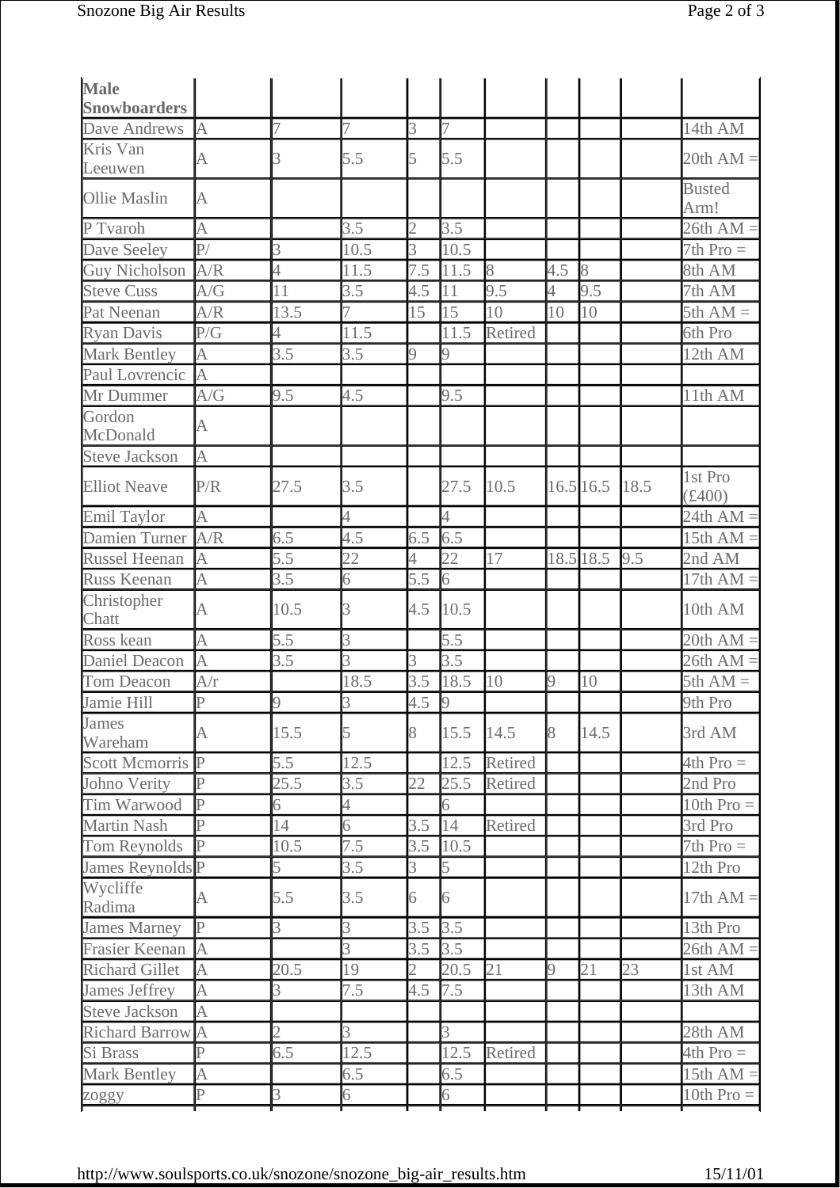| Male Snowboarders | | | | | | | | | | |
|---|---|---|---|---|---|---|---|---|---|---|
| Dave Andrews | A | 7 | 7 | 3 | 7 | | | | | 14th AM |
| Kris Van Leeuwen | A | 3 | 5.5 | 5 | 5.5 | | | | | 20th AM = |
| Ollie Maslin | A | | | | | | | | | Busted Arm! |
| P Tvaroh | A | | 3.5 | 2 | 3.5 | | | | | 26th AM = |
| Dave Seeley | P/ | 3 | 10.5 | 3 | 10.5 | | | | | 7th Pro = |
| Guy Nicholson | A/R | 4 | 11.5 | 7.5 | 11.5 | 8 | 4.5 | 8 | | 8th AM |
| Steve Cuss | A/G | 11 | 3.5 | 4.5 | 11 | 9.5 | 4 | 9.5 | | 7th AM |
| Pat Neenan | A/R | 13.5 | 7 | 15 | 15 | 10 | 10 | 10 | | 5th AM = |
| Ryan Davis | P/G | 4 | 11.5 | | 11.5 | Retired | | | | 6th Pro |
| Mark Bentley | A | 3.5 | 3.5 | 9 | 9 | | | | | 12th AM |
| Paul Lovrencic | A | | | | | | | | | |
| Mr Dummer | A/G | 9.5 | 4.5 | | 9.5 | | | | | 11th AM |
| Gordon McDonald | A | | | | | | | | | |
| Steve Jackson | A | | | | | | | | | |
| Elliot Neave | P/R | 27.5 | 3.5 | | 27.5 | 10.5 | 16.5 | 16.5 | 18.5 | 1st Pro (£400) |
| Emil Taylor | A | | 4 | | 4 | | | | | 24th AM = |
| Damien Turner | A/R | 6.5 | 4.5 | 6.5 | 6.5 | | | | | 15th AM = |
| Russel Heenan | A | 5.5 | 22 | 4 | 22 | 17 | 18.5 | 18.5 | 9.5 | 2nd AM |
| Russ Keenan | A | 3.5 | 6 | 5.5 | 6 | | | | | 17th AM = |
| Christopher Chatt | A | 10.5 | 3 | 4.5 | 10.5 | | | | | 10th AM |
| Ross kean | A | 5.5 | 3 | | 5.5 | | | | | 20th AM = |
| Daniel Deacon | A | 3.5 | 3 | 3 | 3.5 | | | | | 26th AM = |
| Tom Deacon | A/r | | 18.5 | 3.5 | 18.5 | 10 | 9 | 10 | | 5th AM = |
| Jamie Hill | P | 9 | 3 | 4.5 | 9 | | | | | 9th Pro |
| James Wareham | A | 15.5 | 5 | 8 | 15.5 | 14.5 | 8 | 14.5 | | 3rd AM |
| Scott Mcmorris | P | 5.5 | 12.5 | | 12.5 | Retired | | | | 4th Pro = |
| Johno Verity | P | 25.5 | 3.5 | 22 | 25.5 | Retired | | | | 2nd Pro |
| Tim Warwood | P | 6 | 4 | | 6 | | | | | 10th Pro = |
| Martin Nash | P | 14 | 6 | 3.5 | 14 | Retired | | | | 3rd Pro |
| Tom Reynolds | P | 10.5 | 7.5 | 3.5 | 10.5 | | | | | 7th Pro = |
| James Reynolds | P | 5 | 3.5 | 3 | 5 | | | | | 12th Pro |
| Wycliffe Radima | A | 5.5 | 3.5 | 6 | 6 | | | | | 17th AM = |
| James Marney | P | 3 | 3 | 3.5 | 3.5 | | | | | 13th Pro |
| Frasier Keenan | A | | 3 | 3.5 | 3.5 | | | | | 26th AM = |
| Richard Gillet | A | 20.5 | 19 | 2 | 20.5 | 21 | 9 | 21 | 23 | 1st AM |
| James Jeffrey | A | 3 | 7.5 | 4.5 | 7.5 | | | | | 13th AM |
| Steve Jackson | A | | | | | | | | | |
| Richard Barrow | A | 2 | 3 | | 3 | | | | | 28th AM |
| Si Brass | P | 6.5 | 12.5 | | 12.5 | Retired | | | | 4th Pro = |
| Mark Bentley | A | | 6.5 | | 6.5 | | | | | 15th AM = |
| zoggy | P | 3 | 6 | | 6 | | | | | 10th Pro = |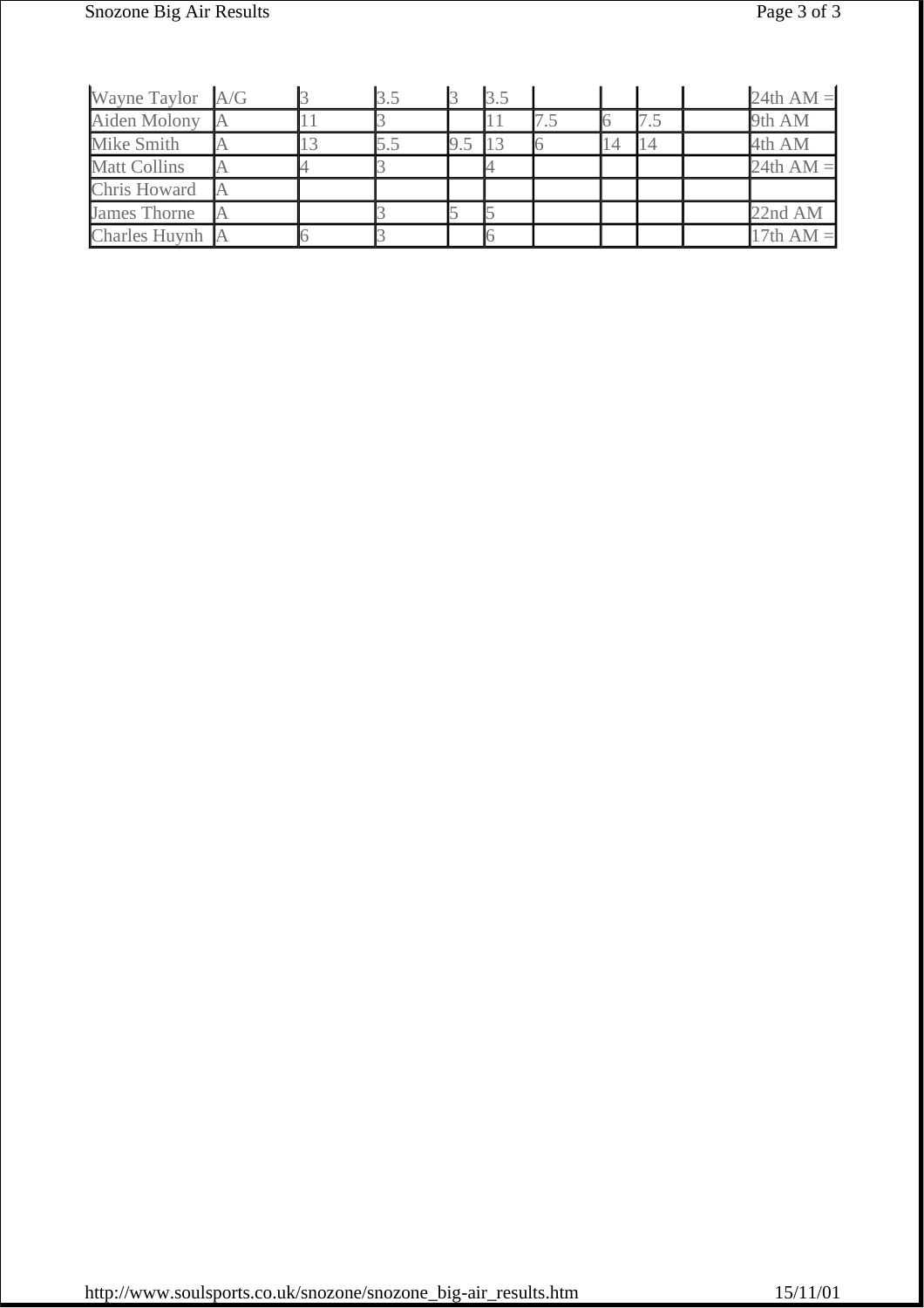| | | | | | | | | | | |
|---|---|---|---|---|---|---|---|---|---|---|
| Wayne Taylor | A/G | 3 | 3.5 | 3 | 3.5 | | | | | 24th AM = |
| Aiden Molony | A | 11 | 3 | | 11 | 7.5 | 6 | 7.5 | | 9th AM |
| Mike Smith | A | 13 | 5.5 | 9.5 | 13 | 6 | 14 | 14 | | 4th AM |
| Matt Collins | A | 4 | 3 | | 4 | | | | | 24th AM = |
| Chris Howard | A | | | | | | | | | |
| James Thorne | A | | 3 | 5 | 5 | | | | | 22nd AM |
| Charles Huynh | A | 6 | 3 | | 6 | | | | | 17th AM = |